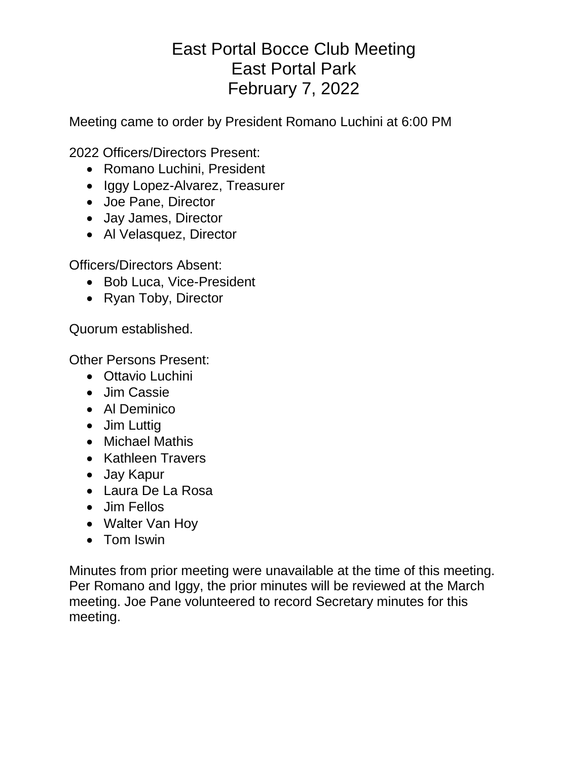# East Portal Bocce Club Meeting
# East Portal Park
# February 7, 2022

Meeting came to order by President Romano Luchini at 6:00 PM

2022 Officers/Directors Present:

- Romano Luchini, President
- Iggy Lopez-Alvarez, Treasurer
- Joe Pane, Director
- Jay James, Director
- Al Velasquez, Director

Officers/Directors Absent:

- Bob Luca, Vice-President
- Ryan Toby, Director

Quorum established.

Other Persons Present:

- Ottavio Luchini
- Jim Cassie
- Al Deminico
- Jim Luttig
- Michael Mathis
- Kathleen Travers
- Jay Kapur
- Laura De La Rosa
- Jim Fellos
- Walter Van Hoy
- Tom Iswin

Minutes from prior meeting were unavailable at the time of this meeting. Per Romano and Iggy, the prior minutes will be reviewed at the March meeting. Joe Pane volunteered to record Secretary minutes for this meeting.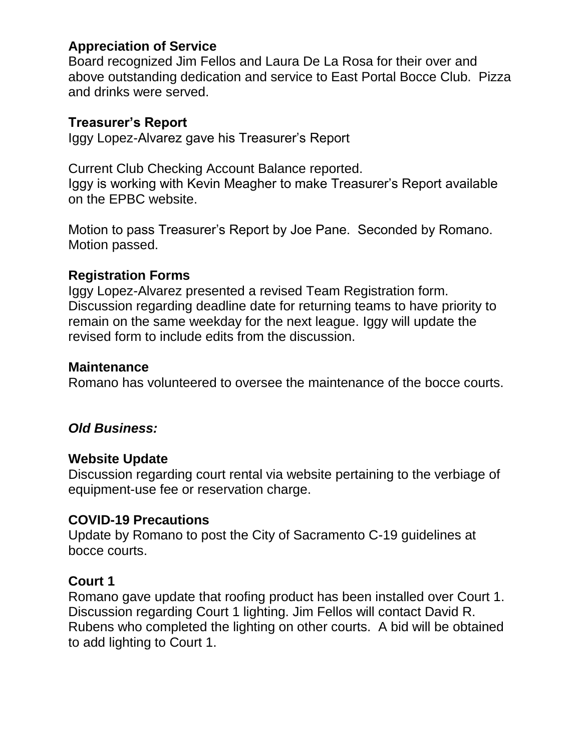### Appreciation of Service

Board recognized Jim Fellos and Laura De La Rosa for their over and above outstanding dedication and service to East Portal Bocce Club. Pizza and drinks were served.

### Treasurer's Report

Iggy Lopez-Alvarez gave his Treasurer's Report

Current Club Checking Account Balance reported.
Iggy is working with Kevin Meagher to make Treasurer's Report available on the EPBC website.

Motion to pass Treasurer's Report by Joe Pane. Seconded by Romano. Motion passed.

### Registration Forms

Iggy Lopez-Alvarez presented a revised Team Registration form. Discussion regarding deadline date for returning teams to have priority to remain on the same weekday for the next league. Iggy will update the revised form to include edits from the discussion.

### Maintenance

Romano has volunteered to oversee the maintenance of the bocce courts.

## *Old Business:*

### Website Update

Discussion regarding court rental via website pertaining to the verbiage of equipment-use fee or reservation charge.

### COVID-19 Precautions

Update by Romano to post the City of Sacramento C-19 guidelines at bocce courts.

### Court 1

Romano gave update that roofing product has been installed over Court 1. Discussion regarding Court 1 lighting. Jim Fellos will contact David R. Rubens who completed the lighting on other courts. A bid will be obtained to add lighting to Court 1.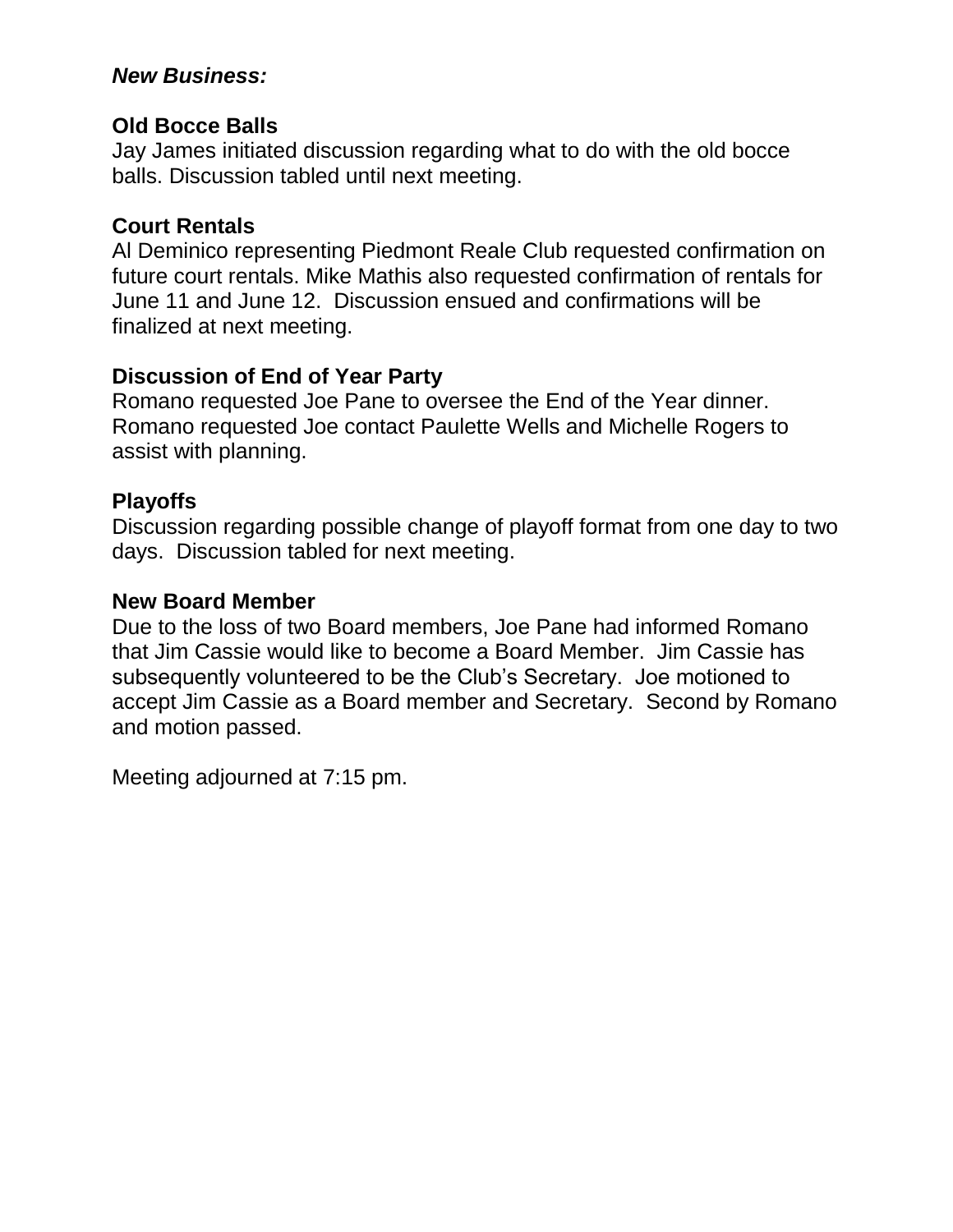***New Business:***

**Old Bocce Balls**

Jay James initiated discussion regarding what to do with the old bocce balls. Discussion tabled until next meeting.

**Court Rentals**

Al Deminico representing Piedmont Reale Club requested confirmation on future court rentals. Mike Mathis also requested confirmation of rentals for June 11 and June 12. Discussion ensued and confirmations will be finalized at next meeting.

**Discussion of End of Year Party**

Romano requested Joe Pane to oversee the End of the Year dinner. Romano requested Joe contact Paulette Wells and Michelle Rogers to assist with planning.

**Playoffs**

Discussion regarding possible change of playoff format from one day to two days. Discussion tabled for next meeting.

**New Board Member**

Due to the loss of two Board members, Joe Pane had informed Romano that Jim Cassie would like to become a Board Member. Jim Cassie has subsequently volunteered to be the Club's Secretary. Joe motioned to accept Jim Cassie as a Board member and Secretary. Second by Romano and motion passed.

Meeting adjourned at 7:15 pm.